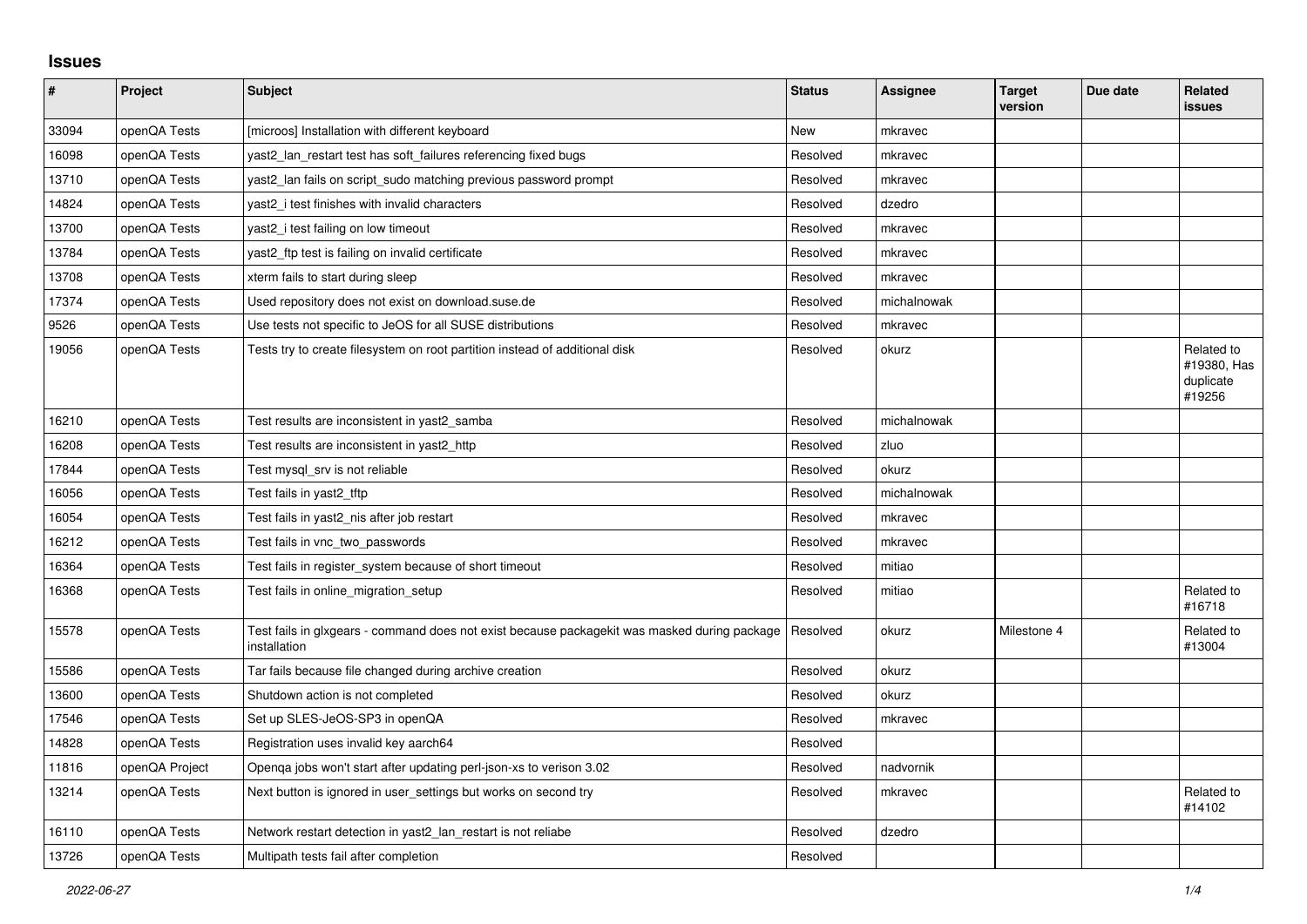## Issues

| # | Project | Subject | Status | Assignee | Target version | Due date | Related issues |
|---|---|---|---|---|---|---|---|
| 33094 | openQA Tests | [microos] Installation with different keyboard | New | mkravec | | | |
| 16098 | openQA Tests | yast2_lan_restart test has soft_failures referencing fixed bugs | Resolved | mkravec | | | |
| 13710 | openQA Tests | yast2_lan fails on script_sudo matching previous password prompt | Resolved | mkravec | | | |
| 14824 | openQA Tests | yast2_i test finishes with invalid characters | Resolved | dzedro | | | |
| 13700 | openQA Tests | yast2_i test failing on low timeout | Resolved | mkravec | | | |
| 13784 | openQA Tests | yast2_ftp test is failing on invalid certificate | Resolved | mkravec | | | |
| 13708 | openQA Tests | xterm fails to start during sleep | Resolved | mkravec | | | |
| 17374 | openQA Tests | Used repository does not exist on download.suse.de | Resolved | michalnowak | | | |
| 9526 | openQA Tests | Use tests not specific to JeOS for all SUSE distributions | Resolved | mkravec | | | |
| 19056 | openQA Tests | Tests try to create filesystem on root partition instead of additional disk | Resolved | okurz | | | Related to #19380, Has duplicate #19256 |
| 16210 | openQA Tests | Test results are inconsistent in yast2_samba | Resolved | michalnowak | | | |
| 16208 | openQA Tests | Test results are inconsistent in yast2_http | Resolved | zluo | | | |
| 17844 | openQA Tests | Test mysql_srv is not reliable | Resolved | okurz | | | |
| 16056 | openQA Tests | Test fails in yast2_tftp | Resolved | michalnowak | | | |
| 16054 | openQA Tests | Test fails in yast2_nis after job restart | Resolved | mkravec | | | |
| 16212 | openQA Tests | Test fails in vnc_two_passwords | Resolved | mkravec | | | |
| 16364 | openQA Tests | Test fails in register_system because of short timeout | Resolved | mitiao | | | |
| 16368 | openQA Tests | Test fails in online_migration_setup | Resolved | mitiao | | | Related to #16718 |
| 15578 | openQA Tests | Test fails in glxgears - command does not exist because packagekit was masked during package installation | Resolved | okurz | Milestone 4 | | Related to #13004 |
| 15586 | openQA Tests | Tar fails because file changed during archive creation | Resolved | okurz | | | |
| 13600 | openQA Tests | Shutdown action is not completed | Resolved | okurz | | | |
| 17546 | openQA Tests | Set up SLES-JeOS-SP3 in openQA | Resolved | mkravec | | | |
| 14828 | openQA Tests | Registration uses invalid key aarch64 | Resolved | | | | |
| 11816 | openQA Project | Openqa jobs won't start after updating perl-json-xs to verison 3.02 | Resolved | nadvornik | | | |
| 13214 | openQA Tests | Next button is ignored in user_settings but works on second try | Resolved | mkravec | | | Related to #14102 |
| 16110 | openQA Tests | Network restart detection in yast2_lan_restart is not reliabe | Resolved | dzedro | | | |
| 13726 | openQA Tests | Multipath tests fail after completion | Resolved | | | | |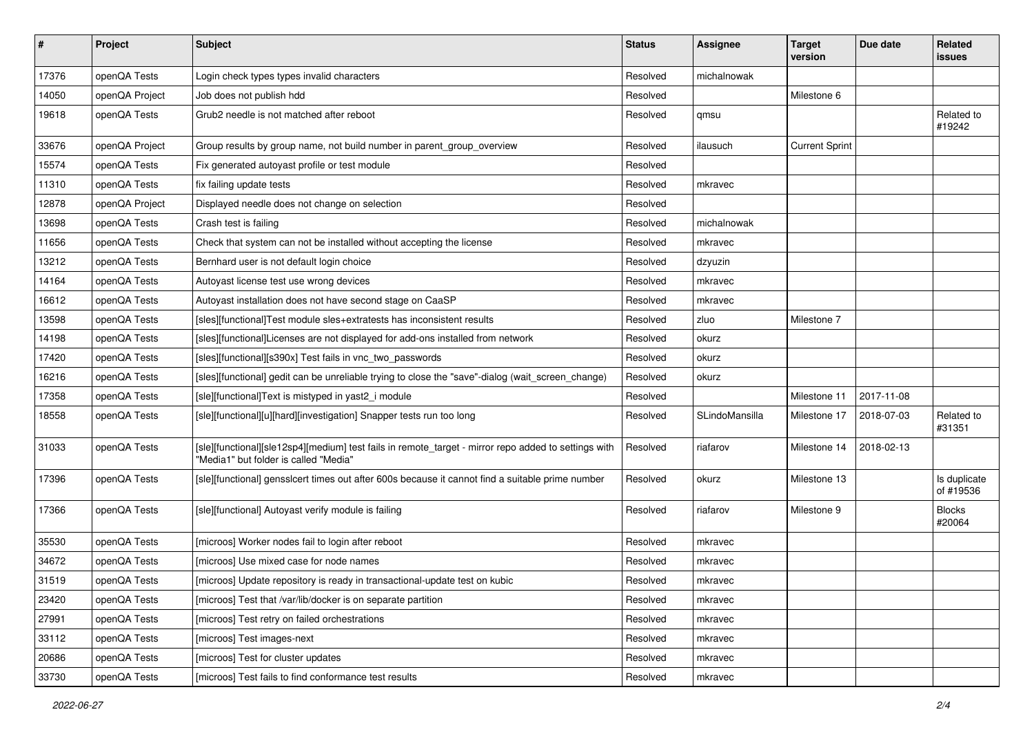| # | Project | Subject | Status | Assignee | Target version | Due date | Related issues |
|---|---|---|---|---|---|---|---|
| 17376 | openQA Tests | Login check types types invalid characters | Resolved | michalnowak | | | |
| 14050 | openQA Project | Job does not publish hdd | Resolved | | Milestone 6 | | |
| 19618 | openQA Tests | Grub2 needle is not matched after reboot | Resolved | qmsu | | | Related to #19242 |
| 33676 | openQA Project | Group results by group name, not build number in parent_group_overview | Resolved | ilausuch | Current Sprint | | |
| 15574 | openQA Tests | Fix generated autoyast profile or test module | Resolved | | | | |
| 11310 | openQA Tests | fix failing update tests | Resolved | mkravec | | | |
| 12878 | openQA Project | Displayed needle does not change on selection | Resolved | | | | |
| 13698 | openQA Tests | Crash test is failing | Resolved | michalnowak | | | |
| 11656 | openQA Tests | Check that system can not be installed without accepting the license | Resolved | mkravec | | | |
| 13212 | openQA Tests | Bernhard user is not default login choice | Resolved | dzyuzin | | | |
| 14164 | openQA Tests | Autoyast license test use wrong devices | Resolved | mkravec | | | |
| 16612 | openQA Tests | Autoyast installation does not have second stage on CaaSP | Resolved | mkravec | | | |
| 13598 | openQA Tests | [sles][functional]Test module sles+extratests has inconsistent results | Resolved | zluo | Milestone 7 | | |
| 14198 | openQA Tests | [sles][functional]Licenses are not displayed for add-ons installed from network | Resolved | okurz | | | |
| 17420 | openQA Tests | [sles][functional][s390x] Test fails in vnc_two_passwords | Resolved | okurz | | | |
| 16216 | openQA Tests | [sles][functional] gedit can be unreliable trying to close the "save"-dialog (wait_screen_change) | Resolved | okurz | | | |
| 17358 | openQA Tests | [sle][functional]Text is mistyped in yast2_i module | Resolved | | Milestone 11 | 2017-11-08 | |
| 18558 | openQA Tests | [sle][functional][u][hard][investigation] Snapper tests run too long | Resolved | SLindoMansilla | Milestone 17 | 2018-07-03 | Related to #31351 |
| 31033 | openQA Tests | [sle][functional][sle12sp4][medium] test fails in remote_target - mirror repo added to settings with "Media1" but folder is called "Media" | Resolved | riafarov | Milestone 14 | 2018-02-13 | |
| 17396 | openQA Tests | [sle][functional] gensslcert times out after 600s because it cannot find a suitable prime number | Resolved | okurz | Milestone 13 | | Is duplicate of #19536 |
| 17366 | openQA Tests | [sle][functional] Autoyast verify module is failing | Resolved | riafarov | Milestone 9 | | Blocks #20064 |
| 35530 | openQA Tests | [microos] Worker nodes fail to login after reboot | Resolved | mkravec | | | |
| 34672 | openQA Tests | [microos] Use mixed case for node names | Resolved | mkravec | | | |
| 31519 | openQA Tests | [microos] Update repository is ready in transactional-update test on kubic | Resolved | mkravec | | | |
| 23420 | openQA Tests | [microos] Test that /var/lib/docker is on separate partition | Resolved | mkravec | | | |
| 27991 | openQA Tests | [microos] Test retry on failed orchestrations | Resolved | mkravec | | | |
| 33112 | openQA Tests | [microos] Test images-next | Resolved | mkravec | | | |
| 20686 | openQA Tests | [microos] Test for cluster updates | Resolved | mkravec | | | |
| 33730 | openQA Tests | [microos] Test fails to find conformance test results | Resolved | mkravec | | | |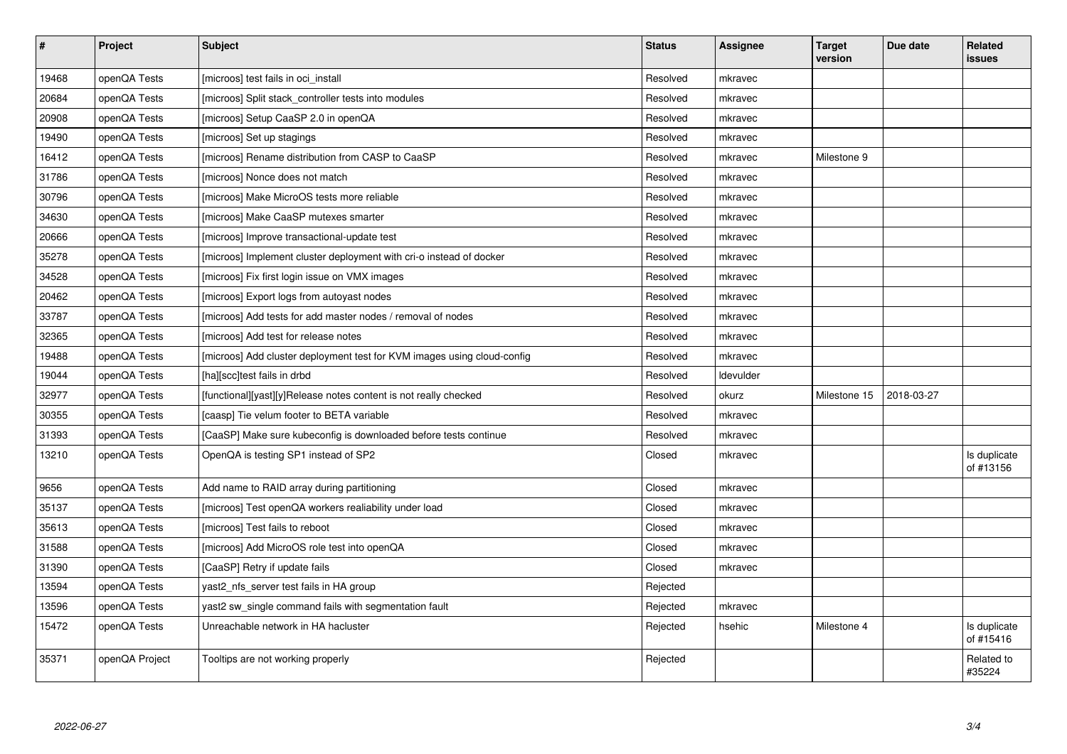| # | Project | Subject | Status | Assignee | Target version | Due date | Related issues |
|---|---|---|---|---|---|---|---|
| 19468 | openQA Tests | [microos] test fails in oci_install | Resolved | mkravec | | | |
| 20684 | openQA Tests | [microos] Split stack_controller tests into modules | Resolved | mkravec | | | |
| 20908 | openQA Tests | [microos] Setup CaaSP 2.0 in openQA | Resolved | mkravec | | | |
| 19490 | openQA Tests | [microos] Set up stagings | Resolved | mkravec | | | |
| 16412 | openQA Tests | [microos] Rename distribution from CASP to CaaSP | Resolved | mkravec | Milestone 9 | | |
| 31786 | openQA Tests | [microos] Nonce does not match | Resolved | mkravec | | | |
| 30796 | openQA Tests | [microos] Make MicroOS tests more reliable | Resolved | mkravec | | | |
| 34630 | openQA Tests | [microos] Make CaaSP mutexes smarter | Resolved | mkravec | | | |
| 20666 | openQA Tests | [microos] Improve transactional-update test | Resolved | mkravec | | | |
| 35278 | openQA Tests | [microos] Implement cluster deployment with cri-o instead of docker | Resolved | mkravec | | | |
| 34528 | openQA Tests | [microos] Fix first login issue on VMX images | Resolved | mkravec | | | |
| 20462 | openQA Tests | [microos] Export logs from autoyast nodes | Resolved | mkravec | | | |
| 33787 | openQA Tests | [microos] Add tests for add master nodes / removal of nodes | Resolved | mkravec | | | |
| 32365 | openQA Tests | [microos] Add test for release notes | Resolved | mkravec | | | |
| 19488 | openQA Tests | [microos] Add cluster deployment test for KVM images using cloud-config | Resolved | mkravec | | | |
| 19044 | openQA Tests | [ha][scc]test fails in drbd | Resolved | ldevulder | | | |
| 32977 | openQA Tests | [functional][yast][y]Release notes content is not really checked | Resolved | okurz | Milestone 15 | 2018-03-27 | |
| 30355 | openQA Tests | [caasp] Tie velum footer to BETA variable | Resolved | mkravec | | | |
| 31393 | openQA Tests | [CaaSP] Make sure kubeconfig is downloaded before tests continue | Resolved | mkravec | | | |
| 13210 | openQA Tests | OpenQA is testing SP1 instead of SP2 | Closed | mkravec | | | Is duplicate of #13156 |
| 9656 | openQA Tests | Add name to RAID array during partitioning | Closed | mkravec | | | |
| 35137 | openQA Tests | [microos] Test openQA workers realiability under load | Closed | mkravec | | | |
| 35613 | openQA Tests | [microos] Test fails to reboot | Closed | mkravec | | | |
| 31588 | openQA Tests | [microos] Add MicroOS role test into openQA | Closed | mkravec | | | |
| 31390 | openQA Tests | [CaaSP] Retry if update fails | Closed | mkravec | | | |
| 13594 | openQA Tests | yast2_nfs_server test fails in HA group | Rejected | | | | |
| 13596 | openQA Tests | yast2 sw_single command fails with segmentation fault | Rejected | mkravec | | | |
| 15472 | openQA Tests | Unreachable network in HA hacluster | Rejected | hsehic | Milestone 4 | | Is duplicate of #15416 |
| 35371 | openQA Project | Tooltips are not working properly | Rejected | | | | Related to #35224 |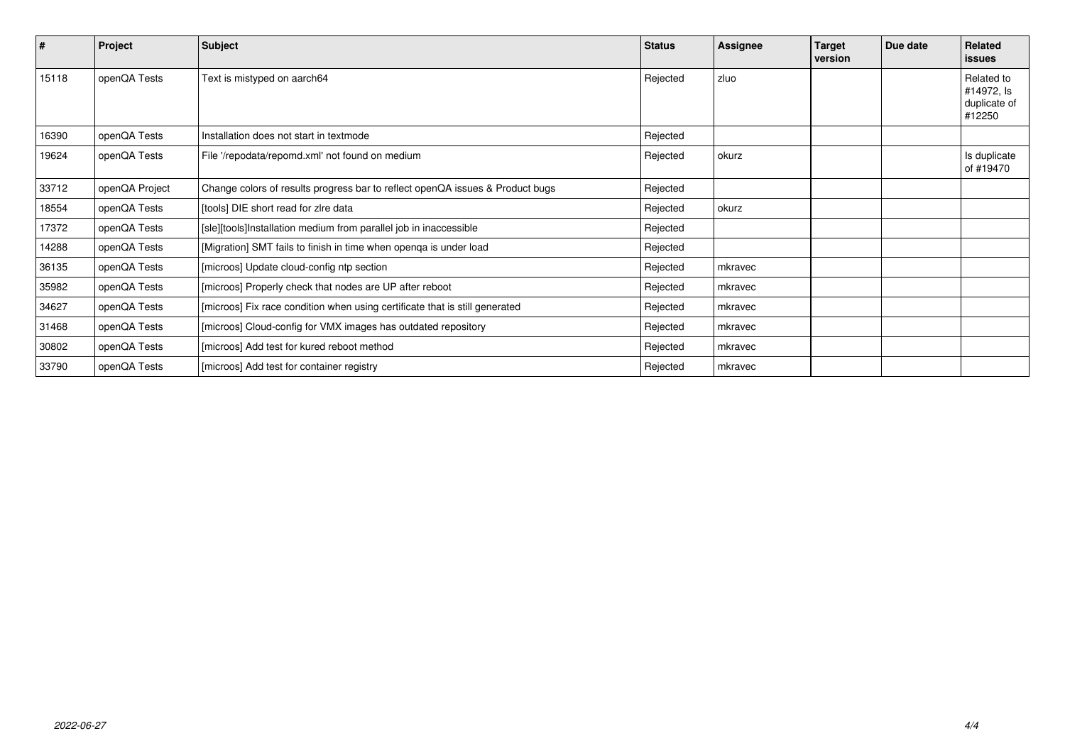| # | Project | Subject | Status | Assignee | Target version | Due date | Related issues |
| --- | --- | --- | --- | --- | --- | --- | --- |
| 15118 | openQA Tests | Text is mistyped on aarch64 | Rejected | zluo | | | Related to #14972, Is duplicate of #12250 |
| 16390 | openQA Tests | Installation does not start in textmode | Rejected | | | | |
| 19624 | openQA Tests | File '/repodata/repomd.xml' not found on medium | Rejected | okurz | | | Is duplicate of #19470 |
| 33712 | openQA Project | Change colors of results progress bar to reflect openQA issues & Product bugs | Rejected | | | | |
| 18554 | openQA Tests | [tools] DIE short read for zlre data | Rejected | okurz | | | |
| 17372 | openQA Tests | [sle][tools]Installation medium from parallel job in inaccessible | Rejected | | | | |
| 14288 | openQA Tests | [Migration] SMT fails to finish in time when openqa is under load | Rejected | | | | |
| 36135 | openQA Tests | [microos] Update cloud-config ntp section | Rejected | mkravec | | | |
| 35982 | openQA Tests | [microos] Properly check that nodes are UP after reboot | Rejected | mkravec | | | |
| 34627 | openQA Tests | [microos] Fix race condition when using certificate that is still generated | Rejected | mkravec | | | |
| 31468 | openQA Tests | [microos] Cloud-config for VMX images has outdated repository | Rejected | mkravec | | | |
| 30802 | openQA Tests | [microos] Add test for kured reboot method | Rejected | mkravec | | | |
| 33790 | openQA Tests | [microos] Add test for container registry | Rejected | mkravec | | | |